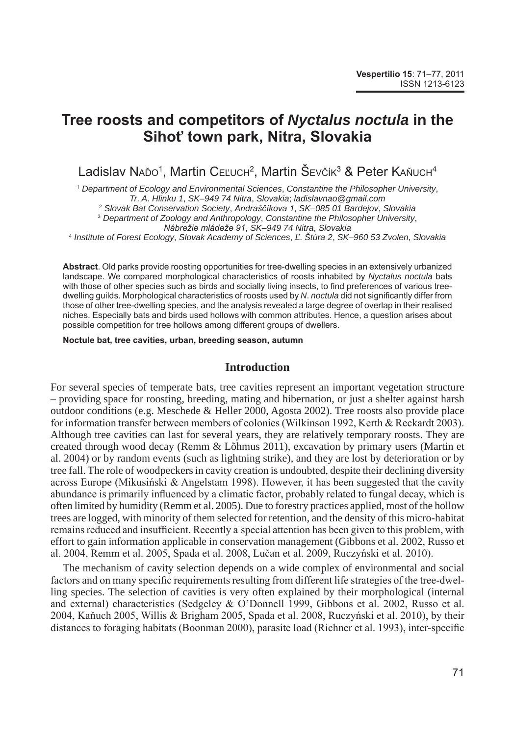# Tree roosts and competitors of *Nyctalus noctula* in the Sihoť town park, Nitra, Slovakia

Ladislav Naďo[1], Martin Ceľuch[2], Martin Ševčík[3] & Peter Kaňuch[4]

[1] *Department of Ecology and Environmental Sciences*, *Constantine the Philosopher University*, *Tr. A. Hlinku 1*, *SK–949 74 Nitra*, *Slovakia*; *ladislavnao@gmail.com*
[2] *Slovak Bat Conservation Society*, *Andraščíkova 1*, *SK–085 01 Bardejov*, *Slovakia*
[3] *Department of Zoology and Anthropology*, *Constantine the Philosopher University*, *Nábrežie mládeže 91*, *SK–949 74 Nitra*, *Slovakia*
[4] *Institute of Forest Ecology*, *Slovak Academy of Sciences*, *Ľ. Štúra 2*, *SK–960 53 Zvolen*, *Slovakia*

**Abstract**. Old parks provide roosting opportunities for tree-dwelling species in an extensively urbanized landscape. We compared morphological characteristics of roosts inhabited by *Nyctalus noctula* bats with those of other species such as birds and socially living insects, to find preferences of various tree-dwelling guilds. Morphological characteristics of roosts used by *N. noctula* did not significantly differ from those of other tree-dwelling species, and the analysis revealed a large degree of overlap in their realised niches. Especially bats and birds used hollows with common attributes. Hence, a question arises about possible competition for tree hollows among different groups of dwellers.

**Noctule bat, tree cavities, urban, breeding season, autumn**

## Introduction

For several species of temperate bats, tree cavities represent an important vegetation structure – providing space for roosting, breeding, mating and hibernation, or just a shelter against harsh outdoor conditions (e.g. Meschede & Heller 2000, Agosta 2002). Tree roosts also provide place for information transfer between members of colonies (Wilkinson 1992, Kerth & Reckardt 2003). Although tree cavities can last for several years, they are relatively temporary roosts. They are created through wood decay (Remm & Lõhmus 2011), excavation by primary users (Martin et al. 2004) or by random events (such as lightning strike), and they are lost by deterioration or by tree fall. The role of woodpeckers in cavity creation is undoubted, despite their declining diversity across Europe (Mikusiński & Angelstam 1998). However, it has been suggested that the cavity abundance is primarily influenced by a climatic factor, probably related to fungal decay, which is often limited by humidity (Remm et al. 2005). Due to forestry practices applied, most of the hollow trees are logged, with minority of them selected for retention, and the density of this micro-habitat remains reduced and insufficient. Recently a special attention has been given to this problem, with effort to gain information applicable in conservation management (Gibbons et al. 2002, Russo et al. 2004, Remm et al. 2005, Spada et al. 2008, Lučan et al. 2009, Ruczyński et al. 2010).

The mechanism of cavity selection depends on a wide complex of environmental and social factors and on many specific requirements resulting from different life strategies of the tree-dwelling species. The selection of cavities is very often explained by their morphological (internal and external) characteristics (Sedgeley & O'Donnell 1999, Gibbons et al. 2002, Russo et al. 2004, Kaňuch 2005, Willis & Brigham 2005, Spada et al. 2008, Ruczyński et al. 2010), by their distances to foraging habitats (Boonman 2000), parasite load (Richner et al. 1993), inter-specific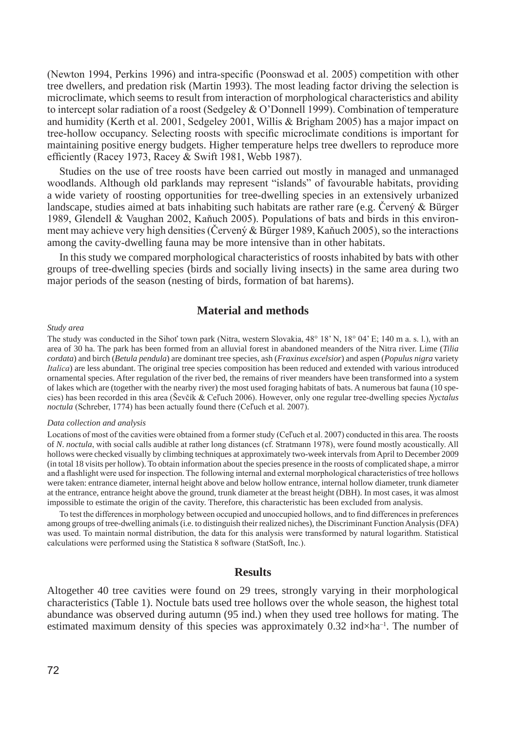(Newton 1994, Perkins 1996) and intra-specific (Poonswad et al. 2005) competition with other tree dwellers, and predation risk (Martin 1993). The most leading factor driving the selection is microclimate, which seems to result from interaction of morphological characteristics and ability to intercept solar radiation of a roost (Sedgeley & O'Donnell 1999). Combination of temperature and humidity (Kerth et al. 2001, Sedgeley 2001, Willis & Brigham 2005) has a major impact on tree-hollow occupancy. Selecting roosts with specific microclimate conditions is important for maintaining positive energy budgets. Higher temperature helps tree dwellers to reproduce more efficiently (Racey 1973, Racey & Swift 1981, Webb 1987).

Studies on the use of tree roosts have been carried out mostly in managed and unmanaged woodlands. Although old parklands may represent "islands" of favourable habitats, providing a wide variety of roosting opportunities for tree-dwelling species in an extensively urbanized landscape, studies aimed at bats inhabiting such habitats are rather rare (e.g. Červený & Bürger 1989, Glendell & Vaughan 2002, Kaňuch 2005). Populations of bats and birds in this environment may achieve very high densities (Červený & Bürger 1989, Kaňuch 2005), so the interactions among the cavity-dwelling fauna may be more intensive than in other habitats.

In this study we compared morphological characteristics of roosts inhabited by bats with other groups of tree-dwelling species (birds and socially living insects) in the same area during two major periods of the season (nesting of birds, formation of bat harems).

## Material and methods

*Study area*

The study was conducted in the Sihoť town park (Nitra, western Slovakia, 48° 18' N, 18° 04' E; 140 m a. s. l.), with an area of 30 ha. The park has been formed from an alluvial forest in abandoned meanders of the Nitra river. Lime (*Tilia cordata*) and birch (*Betula pendula*) are dominant tree species, ash (*Fraxinus excelsior*) and aspen (*Populus nigra* variety *Italica*) are less abundant. The original tree species composition has been reduced and extended with various introduced ornamental species. After regulation of the river bed, the remains of river meanders have been transformed into a system of lakes which are (together with the nearby river) the most used foraging habitats of bats. A numerous bat fauna (10 species) has been recorded in this area (Ševčík & Celʼuch 2006). However, only one regular tree-dwelling species *Nyctalus noctula* (Schreber, 1774) has been actually found there (Celʼuch et al. 2007).

*Data collection and analysis*

Locations of most of the cavities were obtained from a former study (Celʼuch et al. 2007) conducted in this area. The roosts of *N. noctula*, with social calls audible at rather long distances (cf. Stratmann 1978), were found mostly acoustically. All hollows were checked visually by climbing techniques at approximately two-week intervals from April to December 2009 (in total 18 visits per hollow). To obtain information about the species presence in the roosts of complicated shape, a mirror and a flashlight were used for inspection. The following internal and external morphological characteristics of tree hollows were taken: entrance diameter, internal height above and below hollow entrance, internal hollow diameter, trunk diameter at the entrance, entrance height above the ground, trunk diameter at the breast height (DBH). In most cases, it was almost impossible to estimate the origin of the cavity. Therefore, this characteristic has been excluded from analysis.

To test the differences in morphology between occupied and unoccupied hollows, and to find differences in preferences among groups of tree-dwelling animals (i.e. to distinguish their realized niches), the Discriminant Function Analysis (DFA) was used. To maintain normal distribution, the data for this analysis were transformed by natural logarithm. Statistical calculations were performed using the Statistica 8 software (StatSoft, Inc.).

## Results

Altogether 40 tree cavities were found on 29 trees, strongly varying in their morphological characteristics (Table 1). Noctule bats used tree hollows over the whole season, the highest total abundance was observed during autumn (95 ind.) when they used tree hollows for mating. The estimated maximum density of this species was approximately 0.32 ind×ha$^{-1}$. The number of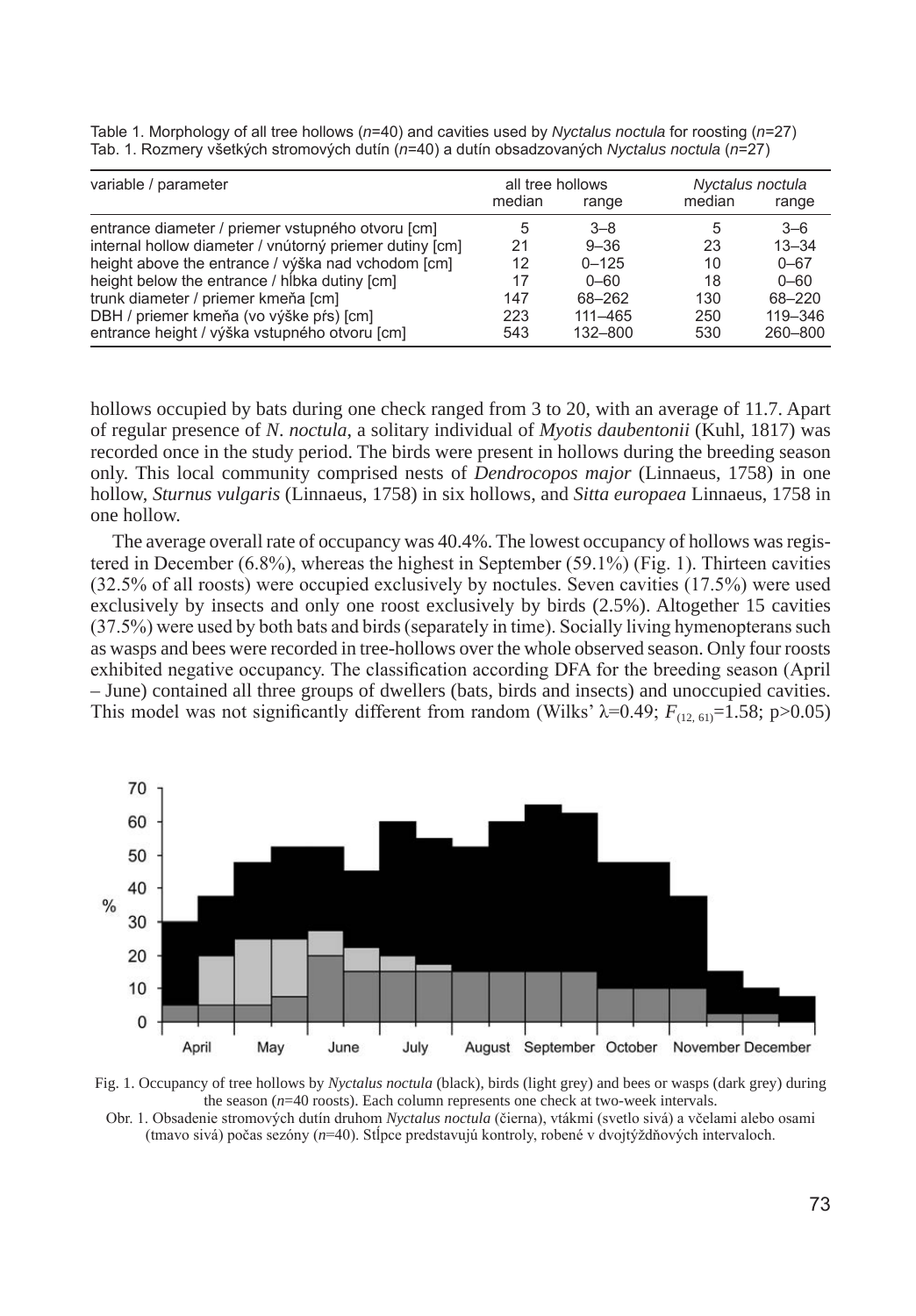Table 1. Morphology of all tree hollows ($n$=40) and cavities used by *Nyctalus noctula* for roosting ($n$=27)
Tab. 1. Rozmery všetkých stromových dutín ($n$=40) a dutín obsadzovaných *Nyctalus noctula* ($n$=27)

| variable / parameter | all tree hollows | | *Nyctalus noctula* | |
|---|---|---|---|---|
| | median | range | median | range |
| entrance diameter / priemer vstupného otvoru [cm] | 5 | 3–8 | 5 | 3–6 |
| internal hollow diameter / vnútorný priemer dutiny [cm] | 21 | 9–36 | 23 | 13–34 |
| height above the entrance / výška nad vchodom [cm] | 12 | 0–125 | 10 | 0–67 |
| height below the entrance / hĺbka dutiny [cm] | 17 | 0–60 | 18 | 0–60 |
| trunk diameter / priemer kmeňa [cm] | 147 | 68–262 | 130 | 68–220 |
| DBH / priemer kmeňa (vo výške pŕs) [cm] | 223 | 111–465 | 250 | 119–346 |
| entrance height / výška vstupného otvoru [cm] | 543 | 132–800 | 530 | 260–800 |

hollows occupied by bats during one check ranged from 3 to 20, with an average of 11.7. Apart of regular presence of *N. noctula*, a solitary individual of *Myotis daubentonii* (Kuhl, 1817) was recorded once in the study period. The birds were present in hollows during the breeding season only. This local community comprised nests of *Dendrocopos major* (Linnaeus, 1758) in one hollow, *Sturnus vulgaris* (Linnaeus, 1758) in six hollows, and *Sitta europaea* Linnaeus, 1758 in one hollow.

The average overall rate of occupancy was 40.4%. The lowest occupancy of hollows was registered in December (6.8%), whereas the highest in September (59.1%) (Fig. 1). Thirteen cavities (32.5% of all roosts) were occupied exclusively by noctules. Seven cavities (17.5%) were used exclusively by insects and only one roost exclusively by birds (2.5%). Altogether 15 cavities (37.5%) were used by both bats and birds (separately in time). Socially living hymenopterans such as wasps and bees were recorded in tree-hollows over the whole observed season. Only four roosts exhibited negative occupancy. The classification according DFA for the breeding season (April – June) contained all three groups of dwellers (bats, birds and insects) and unoccupied cavities. This model was not significantly different from random (Wilks' $\lambda$=0.49; $F_{(12, 61)}$=1.58; $p$>0.05)

Fig. 1. Occupancy of tree hollows by *Nyctalus noctula* (black), birds (light grey) and bees or wasps (dark grey) during the season ($n$=40 roosts). Each column represents one check at two-week intervals.
Obr. 1. Obsadenie stromových dutín druhom *Nyctalus noctula* (čierna), vtákmi (svetlo sivá) a včelami alebo osami (tmavo sivá) počas sezóny ($n$=40). Stĺpce predstavujú kontroly, robené v dvojtýždňových intervaloch.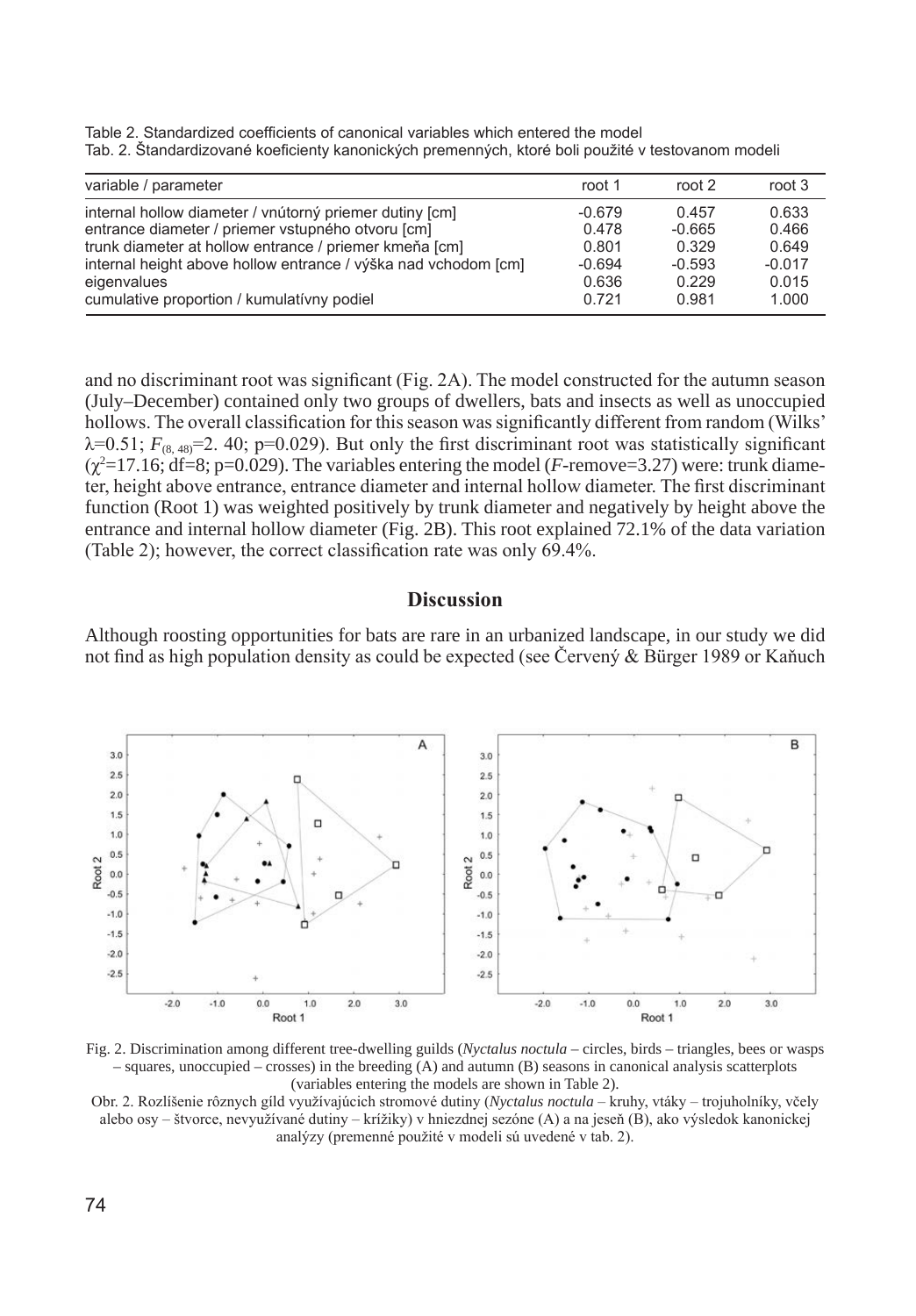Table 2. Standardized coefficients of canonical variables which entered the model
Tab. 2. Štandardizované koeficienty kanonických premenných, ktoré boli použité v testovanom modeli

| variable / parameter | root 1 | root 2 | root 3 |
|---|---|---|---|
| internal hollow diameter / vnútorný priemer dutiny [cm] | -0.679 | 0.457 | 0.633 |
| entrance diameter / priemer vstupného otvoru [cm] | 0.478 | -0.665 | 0.466 |
| trunk diameter at hollow entrance / priemer kmeňa [cm] | 0.801 | 0.329 | 0.649 |
| internal height above hollow entrance / výška nad vchodom [cm] | -0.694 | -0.593 | -0.017 |
| eigenvalues | 0.636 | 0.229 | 0.015 |
| cumulative proportion / kumulatívny podiel | 0.721 | 0.981 | 1.000 |

and no discriminant root was significant (Fig. 2A). The model constructed for the autumn season (July–December) contained only two groups of dwellers, bats and insects as well as unoccupied hollows. The overall classification for this season was significantly different from random (Wilks' $\lambda$=0.51; $F_{(8, 48)}$=2. 40; p=0.029). But only the first discriminant root was statistically significant ($\chi^2$=17.16; df=8; p=0.029). The variables entering the model (*F*-remove=3.27) were: trunk diameter, height above entrance, entrance diameter and internal hollow diameter. The first discriminant function (Root 1) was weighted positively by trunk diameter and negatively by height above the entrance and internal hollow diameter (Fig. 2B). This root explained 72.1% of the data variation (Table 2); however, the correct classification rate was only 69.4%.

## Discussion

Although roosting opportunities for bats are rare in an urbanized landscape, in our study we did not find as high population density as could be expected (see Červený & Bürger 1989 or Kaňuch

Fig. 2. Discrimination among different tree-dwelling guilds (*Nyctalus noctula* – circles, birds – triangles, bees or wasps – squares, unoccupied – crosses) in the breeding (A) and autumn (B) seasons in canonical analysis scatterplots (variables entering the models are shown in Table 2).

Obr. 2. Rozlíšenie rôznych gíld využívajúcich stromové dutiny (*Nyctalus noctula* – kruhy, vtáky – trojuholníky, včely alebo osy – štvorce, nevyužívané dutiny – krížiky) v hniezdnej sezóne (A) a na jeseň (B), ako výsledok kanonickej analýzy (premenné použité v modeli sú uvedené v tab. 2).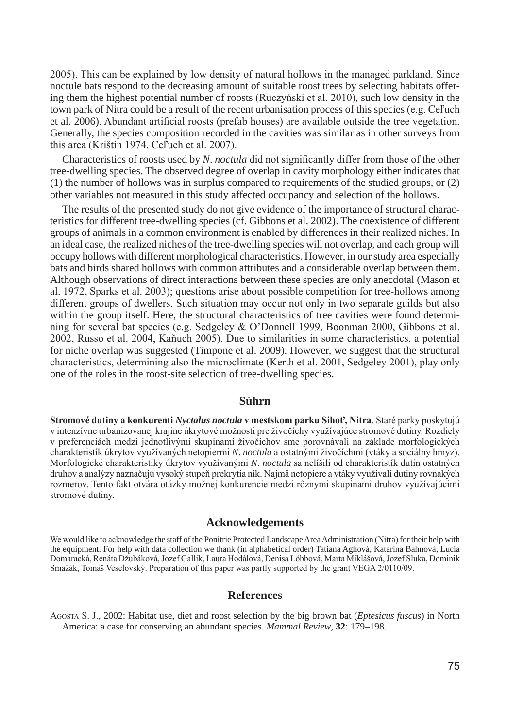2005). This can be explained by low density of natural hollows in the managed parkland. Since noctule bats respond to the decreasing amount of suitable roost trees by selecting habitats offering them the highest potential number of roosts (Ruczyński et al. 2010), such low density in the town park of Nitra could be a result of the recent urbanisation process of this species (e.g. Celuch et al. 2006). Abundant artificial roosts (prefab houses) are available outside the tree vegetation. Generally, the species composition recorded in the cavities was similar as in other surveys from this area (Krištín 1974, Celuch et al. 2007).

Characteristics of roosts used by *N. noctula* did not significantly differ from those of the other tree-dwelling species. The observed degree of overlap in cavity morphology either indicates that (1) the number of hollows was in surplus compared to requirements of the studied groups, or (2) other variables not measured in this study affected occupancy and selection of the hollows.

The results of the presented study do not give evidence of the importance of structural characteristics for different tree-dwelling species (cf. Gibbons et al. 2002). The coexistence of different groups of animals in a common environment is enabled by differences in their realized niches. In an ideal case, the realized niches of the tree-dwelling species will not overlap, and each group will occupy hollows with different morphological characteristics. However, in our study area especially bats and birds shared hollows with common attributes and a considerable overlap between them. Although observations of direct interactions between these species are only anecdotal (Mason et al. 1972, Sparks et al. 2003); questions arise about possible competition for tree-hollows among different groups of dwellers. Such situation may occur not only in two separate guilds but also within the group itself. Here, the structural characteristics of tree cavities were found determining for several bat species (e.g. Sedgeley & O'Donnell 1999, Boonman 2000, Gibbons et al. 2002, Russo et al. 2004, Kaňuch 2005). Due to similarities in some characteristics, a potential for niche overlap was suggested (Timpone et al. 2009). However, we suggest that the structural characteristics, determining also the microclimate (Kerth et al. 2001, Sedgeley 2001), play only one of the roles in the roost-site selection of tree-dwelling species.

## Súhrn

**Stromové dutiny a konkurenti *Nyctalus noctula* v mestskom parku Sihoť, Nitra**. Staré parky poskytujú v intenzívne urbanizovanej krajine úkrytové možnosti pre živočíchy využívajúce stromové dutiny. Rozdiely v preferenciách medzi jednotlivými skupinami živočíchov sme porovnávali na základe morfologických charakteristík úkrytov využívaných netopiermi *N. noctula* a ostatnými živočíchmi (vtáky a sociálny hmyz). Morfologické charakteristiky úkrytov využívanými *N. noctula* sa nelíšili od charakteristík dutín ostatných druhov a analýzy naznačujú vysoký stupeň prekrytia ník. Najmä netopiere a vtáky využívali dutiny rovnakých rozmerov. Tento fakt otvára otázky možnej konkurencie medzi rôznymi skupinami druhov využívajúcimi stromové dutiny.

## Acknowledgements

We would like to acknowledge the staff of the Ponitrie Protected Landscape Area Administration (Nitra) for their help with the equipment. For help with data collection we thank (in alphabetical order) Tatiana Aghová, Katarína Bahnová, Lucia Domaracká, Renáta Džubáková, Jozef Gallik, Laura Hodálová, Denisa Löbbová, Marta Miklášová, Jozef Sluka, Dominik Smažák, Tomáš Veselovský. Preparation of this paper was partly supported by the grant VEGA 2/0110/09.

## References

Agosta S. J., 2002: Habitat use, diet and roost selection by the big brown bat (*Eptesicus fuscus*) in North America: a case for conserving an abundant species. *Mammal Review*, **32**: 179–198.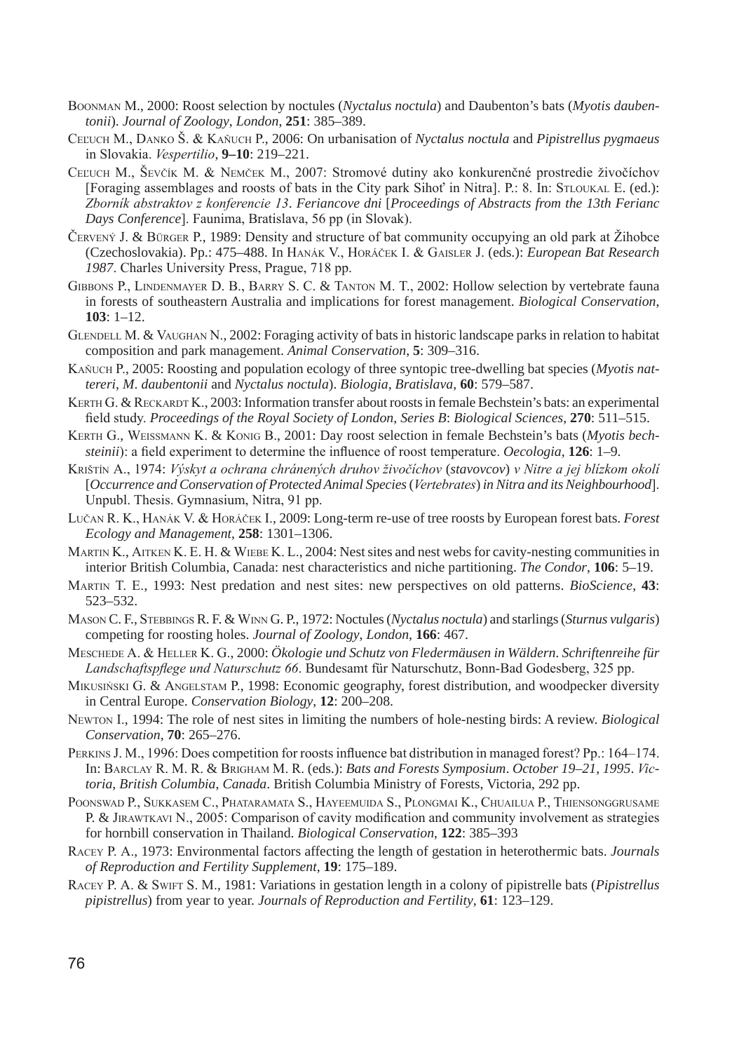Boonman M., 2000: Roost selection by noctules (*Nyctalus noctula*) and Daubenton's bats (*Myotis daubentonii*). *Journal of Zoology*, *London*, **251**: 385–389.

Ceľuch M., Danko Š. & Kaňuch P., 2006: On urbanisation of *Nyctalus noctula* and *Pipistrellus pygmaeus* in Slovakia. *Vespertilio*, **9–10**: 219–221.

Ceľuch M., Ševčík M. & Nemček M., 2007: Stromové dutiny ako konkurenčné prostredie živočíchov [Foraging assemblages and roosts of bats in the City park Sihoť in Nitra]. P.: 8. In: Stloukal E. (ed.): *Zborník abstraktov z konferencie 13*. *Feriancove dni* [*Proceedings of Abstracts from the 13th Ferianc Days Conference*]. Faunima, Bratislava, 56 pp (in Slovak).

Červený J. & Bürger P., 1989: Density and structure of bat community occupying an old park at Žihobce (Czechoslovakia). Pp.: 475–488. In Hanák V., Horáček I. & Gaisler J. (eds.): *European Bat Research 1987*. Charles University Press, Prague, 718 pp.

Gibbons P., Lindenmayer D. B., Barry S. C. & Tanton M. T., 2002: Hollow selection by vertebrate fauna in forests of southeastern Australia and implications for forest management. *Biological Conservation*, **103**: 1–12.

Glendell M. & Vaughan N., 2002: Foraging activity of bats in historic landscape parks in relation to habitat composition and park management. *Animal Conservation*, **5**: 309–316.

Kaňuch P., 2005: Roosting and population ecology of three syntopic tree-dwelling bat species (*Myotis nattereri*, *M*. *daubentonii* and *Nyctalus noctula*). *Biologia*, *Bratislava*, **60**: 579–587.

Kerth G. & Reckardt K., 2003: Information transfer about roosts in female Bechstein's bats: an experimental field study. *Proceedings of the Royal Society of London*, *Series B*: *Biological Sciences*, **270**: 511–515.

Kerth G., Weissmann K. & Konig B., 2001: Day roost selection in female Bechstein's bats (*Myotis bechsteinii*): a field experiment to determine the influence of roost temperature. *Oecologia*, **126**: 1–9.

Krištín A., 1974: *Výskyt a ochrana chránených druhov živočíchov* (*stavovcov*) *v Nitre a jej blízkom okolí* [*Occurrence and Conservation of Protected Animal Species* (*Vertebrates*) *in Nitra and its Neighbourhood*]. Unpubl. Thesis. Gymnasium, Nitra, 91 pp.

Lučan R. K., Hanák V. & Horáček I., 2009: Long-term re-use of tree roosts by European forest bats. *Forest Ecology and Management*, **258**: 1301–1306.

Martin K., Aitken K. E. H. & Wiebe K. L., 2004: Nest sites and nest webs for cavity-nesting communities in interior British Columbia, Canada: nest characteristics and niche partitioning. *The Condor*, **106**: 5–19.

Martin T. E., 1993: Nest predation and nest sites: new perspectives on old patterns. *BioScience*, **43**: 523–532.

Mason C. F., Stebbings R. F. & Winn G. P., 1972: Noctules (*Nyctalus noctula*) and starlings (*Sturnus vulgaris*) competing for roosting holes. *Journal of Zoology*, *London*, **166**: 467.

Meschede A. & Heller K. G., 2000: *Ökologie und Schutz von Fledermäusen in Wäldern*. *Schriftenreihe für Landschaftspflege und Naturschutz 66*. Bundesamt für Naturschutz, Bonn-Bad Godesberg, 325 pp.

Mikusiński G. & Angelstam P., 1998: Economic geography, forest distribution, and woodpecker diversity in Central Europe. *Conservation Biology*, **12**: 200–208.

Newton I., 1994: The role of nest sites in limiting the numbers of hole-nesting birds: A review. *Biological Conservation*, **70**: 265–276.

Perkins J. M., 1996: Does competition for roosts influence bat distribution in managed forest? Pp.: 164–174. In: Barclay R. M. R. & Brigham M. R. (eds.): *Bats and Forests Symposium*. *October 19–21*, *1995*. *Victoria*, *British Columbia*, *Canada*. British Columbia Ministry of Forests, Victoria, 292 pp.

Poonswad P., Sukkasem C., Phataramata S., Hayeemuida S., Plongmai K., Chuailua P., Thiensonggrusame P. & Jirawtkavi N., 2005: Comparison of cavity modification and community involvement as strategies for hornbill conservation in Thailand. *Biological Conservation*, **122**: 385–393

Racey P. A., 1973: Environmental factors affecting the length of gestation in heterothermic bats. *Journals of Reproduction and Fertility Supplement*, **19**: 175–189.

Racey P. A. & Swift S. M., 1981: Variations in gestation length in a colony of pipistrelle bats (*Pipistrellus pipistrellus*) from year to year. *Journals of Reproduction and Fertility*, **61**: 123–129.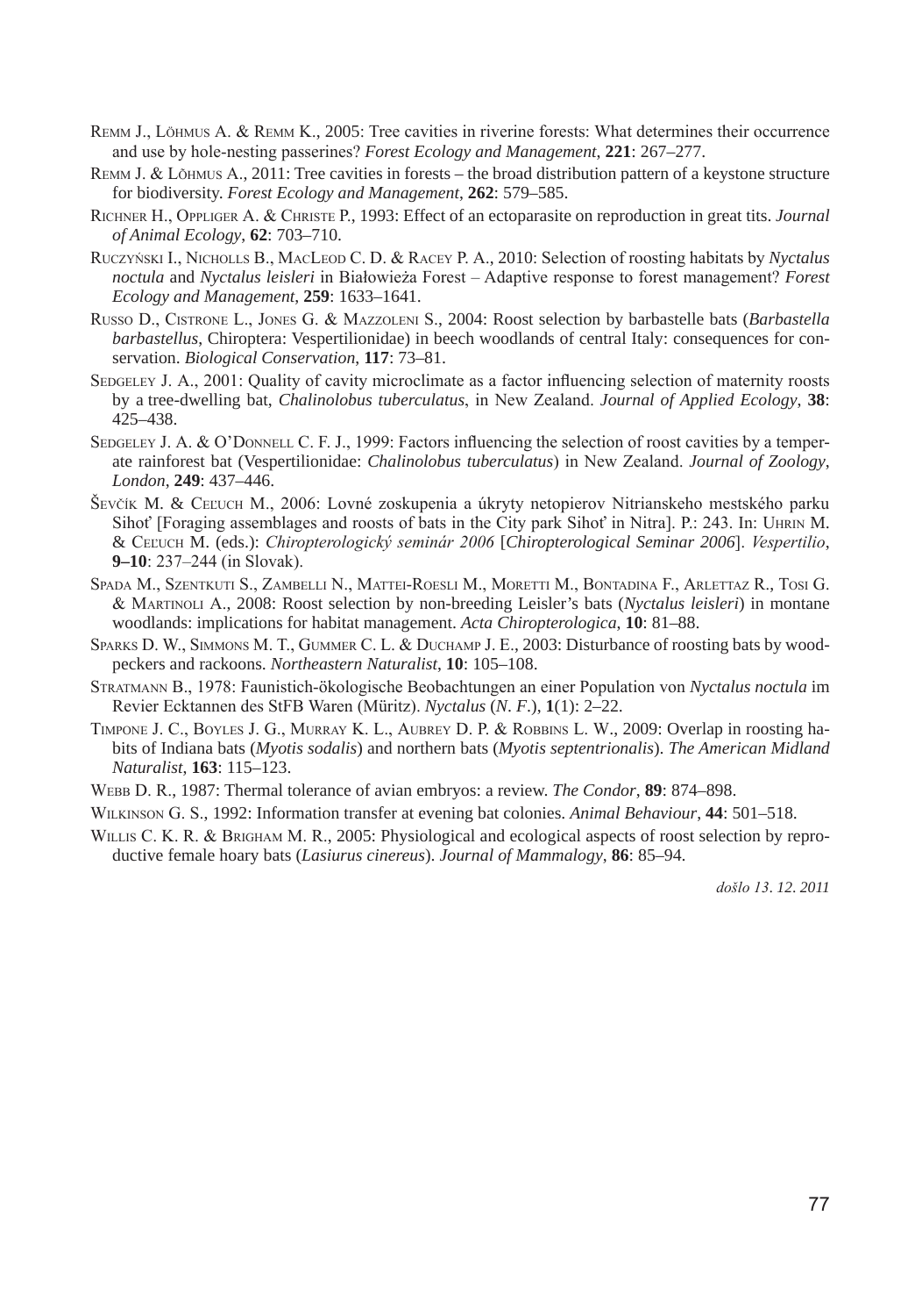Remm J., Lõhmus A. & Remm K., 2005: Tree cavities in riverine forests: What determines their occurrence and use by hole-nesting passerines? *Forest Ecology and Management*, **221**: 267–277.

Remm J. & Lõhmus A., 2011: Tree cavities in forests – the broad distribution pattern of a keystone structure for biodiversity. *Forest Ecology and Management*, **262**: 579–585.

Richner H., Oppliger A. & Christe P., 1993: Effect of an ectoparasite on reproduction in great tits. *Journal of Animal Ecology*, **62**: 703–710.

Ruczyński I., Nicholls B., MacLeod C. D. & Racey P. A., 2010: Selection of roosting habitats by *Nyctalus noctula* and *Nyctalus leisleri* in Białowieża Forest – Adaptive response to forest management? *Forest Ecology and Management*, **259**: 1633–1641.

Russo D., Cistrone L., Jones G. & Mazzoleni S., 2004: Roost selection by barbastelle bats (*Barbastella barbastellus*, Chiroptera: Vespertilionidae) in beech woodlands of central Italy: consequences for conservation. *Biological Conservation*, **117**: 73–81.

Sedgeley J. A., 2001: Quality of cavity microclimate as a factor influencing selection of maternity roosts by a tree-dwelling bat, *Chalinolobus tuberculatus*, in New Zealand. *Journal of Applied Ecology*, **38**: 425–438.

Sedgeley J. A. & O'Donnell C. F. J., 1999: Factors influencing the selection of roost cavities by a temperate rainforest bat (Vespertilionidae: *Chalinolobus tuberculatus*) in New Zealand. *Journal of Zoology, London*, **249**: 437–446.

Ševčík M. & Celuch M., 2006: Lovné zoskupenia a úkryty netopierov Nitrianskeho mestského parku Sihoť [Foraging assemblages and roosts of bats in the City park Sihoť in Nitra]. P.: 243. In: Uhrin M. & Celuch M. (eds.): *Chiropterologický seminár 2006* [*Chiropterological Seminar 2006*]. *Vespertilio*, **9–10**: 237–244 (in Slovak).

Spada M., Szentkuti S., Zambelli N., Mattei-Roesli M., Moretti M., Bontadina F., Arlettaz R., Tosi G. & Martinoli A., 2008: Roost selection by non-breeding Leisler's bats (*Nyctalus leisleri*) in montane woodlands: implications for habitat management. *Acta Chiropterologica*, **10**: 81–88.

Sparks D. W., Simmons M. T., Gummer C. L. & Duchamp J. E., 2003: Disturbance of roosting bats by woodpeckers and rackoons. *Northeastern Naturalist*, **10**: 105–108.

Stratmann B., 1978: Faunistich-ökologische Beobachtungen an einer Population von *Nyctalus noctula* im Revier Ecktannen des StFB Waren (Müritz). *Nyctalus* (*N. F.*), **1**(1): 2–22.

Timpone J. C., Boyles J. G., Murray K. L., Aubrey D. P. & Robbins L. W., 2009: Overlap in roosting habits of Indiana bats (*Myotis sodalis*) and northern bats (*Myotis septentrionalis*). *The American Midland Naturalist*, **163**: 115–123.

Webb D. R., 1987: Thermal tolerance of avian embryos: a review. *The Condor*, **89**: 874–898.

Wilkinson G. S., 1992: Information transfer at evening bat colonies. *Animal Behaviour*, **44**: 501–518.

Willis C. K. R. & Brigham M. R., 2005: Physiological and ecological aspects of roost selection by reproductive female hoary bats (*Lasiurus cinereus*). *Journal of Mammalogy*, **86**: 85–94.

*došlo 13. 12. 2011*